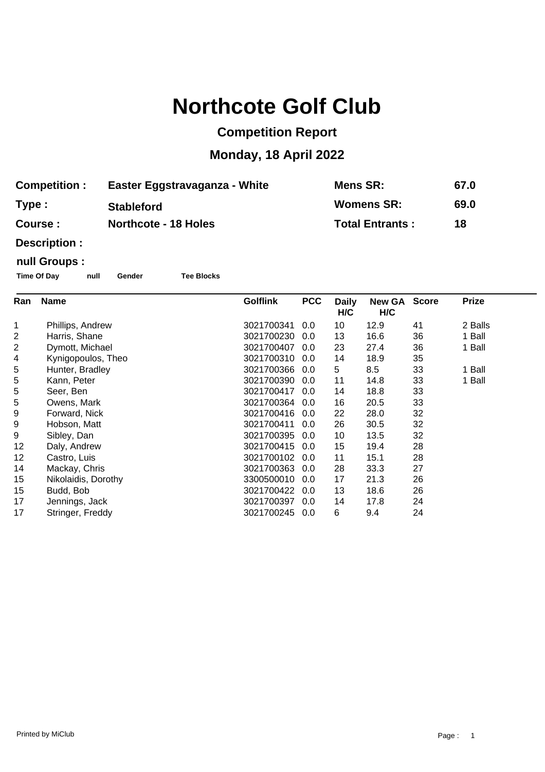# Northcote Golf Club

## Competition Report

## Monday, 18 April 2022

| | | | |
|---|---|---|---|
| **Competition :** | **Easter Eggstravaganza - White** | **Mens SR:** | **67.0** |
| **Type :** | **Stableford** | **Womens SR:** | **69.0** |
| **Course :** | **Northcote - 18 Holes** | **Total Entrants :** | **18** |

**Description :**

**null Groups :**

**Time Of Day** **null** **Gender** **Tee Blocks**

| Ran | Name | Golflink | PCC | Daily H/C | New GA H/C | Score | Prize |
|---|---|---|---|---|---|---|---|
| 1 | Phillips, Andrew | 3021700341 | 0.0 | 10 | 12.9 | 41 | 2 Balls |
| 2 | Harris, Shane | 3021700230 | 0.0 | 13 | 16.6 | 36 | 1 Ball |
| 2 | Dymott, Michael | 3021700407 | 0.0 | 23 | 27.4 | 36 | 1 Ball |
| 4 | Kynigopoulos, Theo | 3021700310 | 0.0 | 14 | 18.9 | 35 | |
| 5 | Hunter, Bradley | 3021700366 | 0.0 | 5 | 8.5 | 33 | 1 Ball |
| 5 | Kann, Peter | 3021700390 | 0.0 | 11 | 14.8 | 33 | 1 Ball |
| 5 | Seer, Ben | 3021700417 | 0.0 | 14 | 18.8 | 33 | |
| 5 | Owens, Mark | 3021700364 | 0.0 | 16 | 20.5 | 33 | |
| 9 | Forward, Nick | 3021700416 | 0.0 | 22 | 28.0 | 32 | |
| 9 | Hobson, Matt | 3021700411 | 0.0 | 26 | 30.5 | 32 | |
| 9 | Sibley, Dan | 3021700395 | 0.0 | 10 | 13.5 | 32 | |
| 12 | Daly, Andrew | 3021700415 | 0.0 | 15 | 19.4 | 28 | |
| 12 | Castro, Luis | 3021700102 | 0.0 | 11 | 15.1 | 28 | |
| 14 | Mackay, Chris | 3021700363 | 0.0 | 28 | 33.3 | 27 | |
| 15 | Nikolaidis, Dorothy | 3300500010 | 0.0 | 17 | 21.3 | 26 | |
| 15 | Budd, Bob | 3021700422 | 0.0 | 13 | 18.6 | 26 | |
| 17 | Jennings, Jack | 3021700397 | 0.0 | 14 | 17.8 | 24 | |
| 17 | Stringer, Freddy | 3021700245 | 0.0 | 6 | 9.4 | 24 | |

Printed by MiClub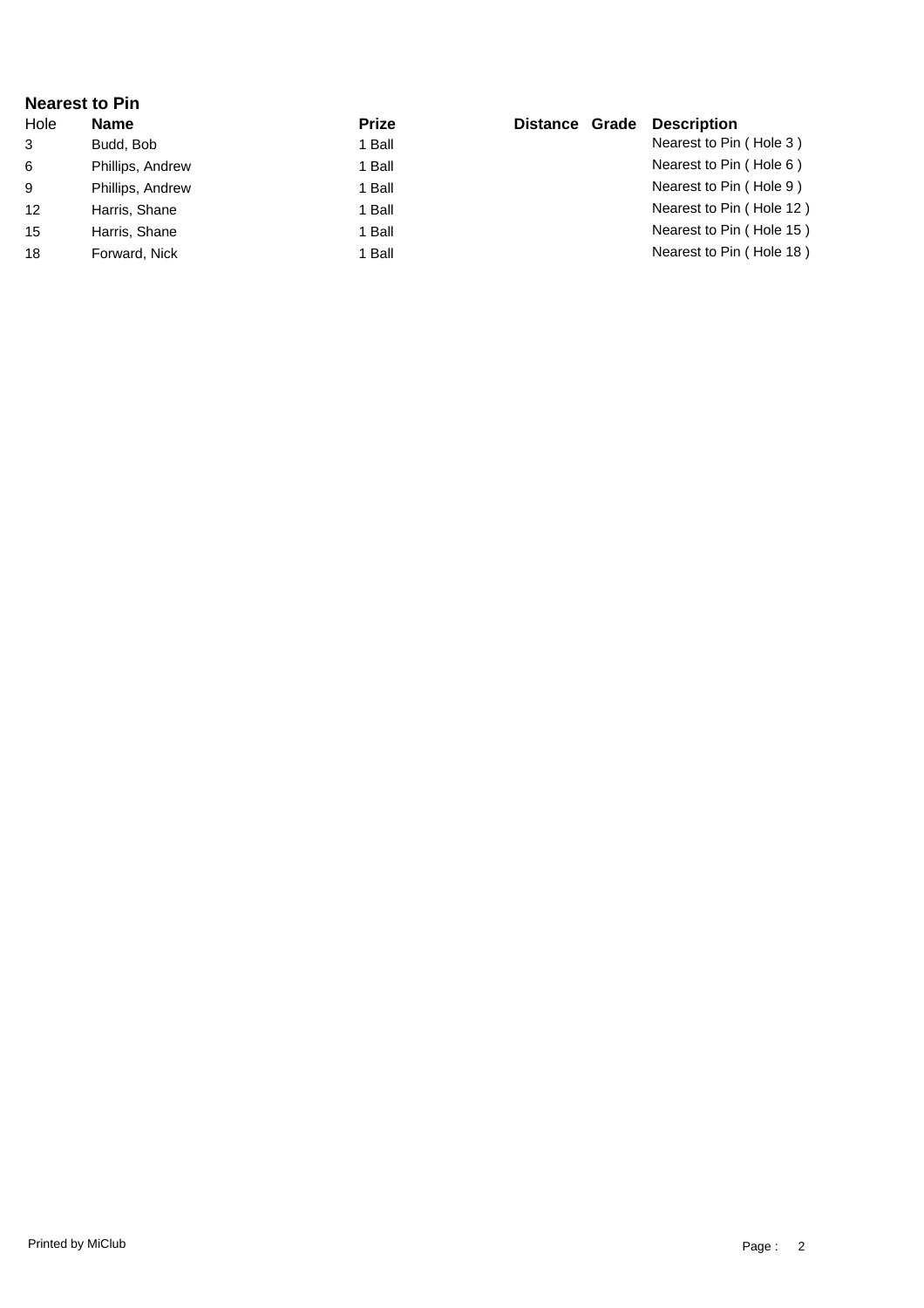## Nearest to Pin

| Hole | Name | Prize | Distance | Grade | Description |
| --- | --- | --- | --- | --- | --- |
| 3 | Budd, Bob | 1 Ball | | | Nearest to Pin ( Hole 3 ) |
| 6 | Phillips, Andrew | 1 Ball | | | Nearest to Pin ( Hole 6 ) |
| 9 | Phillips, Andrew | 1 Ball | | | Nearest to Pin ( Hole 9 ) |
| 12 | Harris, Shane | 1 Ball | | | Nearest to Pin ( Hole 12 ) |
| 15 | Harris, Shane | 1 Ball | | | Nearest to Pin ( Hole 15 ) |
| 18 | Forward, Nick | 1 Ball | | | Nearest to Pin ( Hole 18 ) |

Printed by MiClub